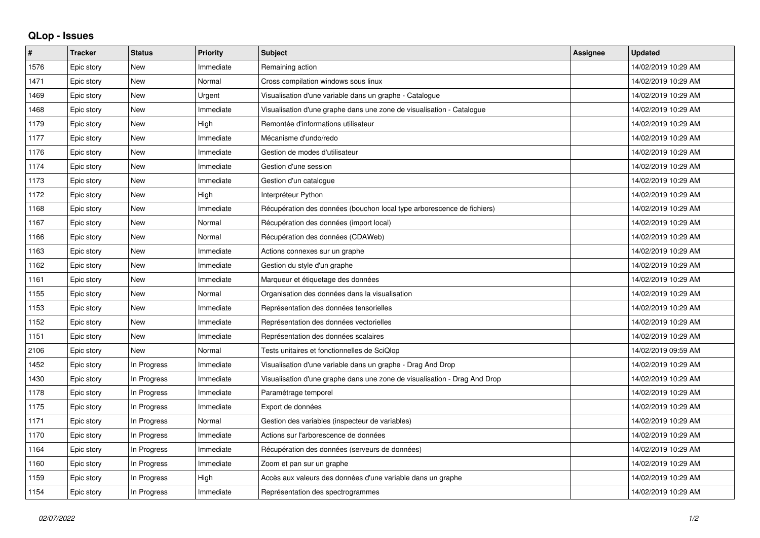# QLop - Issues

| # | Tracker | Status | Priority | Subject | Assignee | Updated |
|---|---|---|---|---|---|---|
| 1576 | Epic story | New | Immediate | Remaining action | | 14/02/2019 10:29 AM |
| 1471 | Epic story | New | Normal | Cross compilation windows sous linux | | 14/02/2019 10:29 AM |
| 1469 | Epic story | New | Urgent | Visualisation d'une variable dans un graphe - Catalogue | | 14/02/2019 10:29 AM |
| 1468 | Epic story | New | Immediate | Visualisation d'une graphe dans une zone de visualisation - Catalogue | | 14/02/2019 10:29 AM |
| 1179 | Epic story | New | High | Remontée d'informations utilisateur | | 14/02/2019 10:29 AM |
| 1177 | Epic story | New | Immediate | Mécanisme d'undo/redo | | 14/02/2019 10:29 AM |
| 1176 | Epic story | New | Immediate | Gestion de modes d'utilisateur | | 14/02/2019 10:29 AM |
| 1174 | Epic story | New | Immediate | Gestion d'une session | | 14/02/2019 10:29 AM |
| 1173 | Epic story | New | Immediate | Gestion d'un catalogue | | 14/02/2019 10:29 AM |
| 1172 | Epic story | New | High | Interpréteur Python | | 14/02/2019 10:29 AM |
| 1168 | Epic story | New | Immediate | Récupération des données (bouchon local type arborescence de fichiers) | | 14/02/2019 10:29 AM |
| 1167 | Epic story | New | Normal | Récupération des données (import local) | | 14/02/2019 10:29 AM |
| 1166 | Epic story | New | Normal | Récupération des données (CDAWeb) | | 14/02/2019 10:29 AM |
| 1163 | Epic story | New | Immediate | Actions connexes sur un graphe | | 14/02/2019 10:29 AM |
| 1162 | Epic story | New | Immediate | Gestion du style d'un graphe | | 14/02/2019 10:29 AM |
| 1161 | Epic story | New | Immediate | Marqueur et étiquetage des données | | 14/02/2019 10:29 AM |
| 1155 | Epic story | New | Normal | Organisation des données dans la visualisation | | 14/02/2019 10:29 AM |
| 1153 | Epic story | New | Immediate | Représentation des données tensorielles | | 14/02/2019 10:29 AM |
| 1152 | Epic story | New | Immediate | Représentation des données vectorielles | | 14/02/2019 10:29 AM |
| 1151 | Epic story | New | Immediate | Représentation des données scalaires | | 14/02/2019 10:29 AM |
| 2106 | Epic story | New | Normal | Tests unitaires et fonctionnelles de SciQlop | | 14/02/2019 09:59 AM |
| 1452 | Epic story | In Progress | Immediate | Visualisation d'une variable dans un graphe - Drag And Drop | | 14/02/2019 10:29 AM |
| 1430 | Epic story | In Progress | Immediate | Visualisation d'une graphe dans une zone de visualisation - Drag And Drop | | 14/02/2019 10:29 AM |
| 1178 | Epic story | In Progress | Immediate | Paramétrage temporel | | 14/02/2019 10:29 AM |
| 1175 | Epic story | In Progress | Immediate | Export de données | | 14/02/2019 10:29 AM |
| 1171 | Epic story | In Progress | Normal | Gestion des variables (inspecteur de variables) | | 14/02/2019 10:29 AM |
| 1170 | Epic story | In Progress | Immediate | Actions sur l'arborescence de données | | 14/02/2019 10:29 AM |
| 1164 | Epic story | In Progress | Immediate | Récupération des données (serveurs de données) | | 14/02/2019 10:29 AM |
| 1160 | Epic story | In Progress | Immediate | Zoom et pan sur un graphe | | 14/02/2019 10:29 AM |
| 1159 | Epic story | In Progress | High | Accès aux valeurs des données d'une variable dans un graphe | | 14/02/2019 10:29 AM |
| 1154 | Epic story | In Progress | Immediate | Représentation des spectrogrammes | | 14/02/2019 10:29 AM |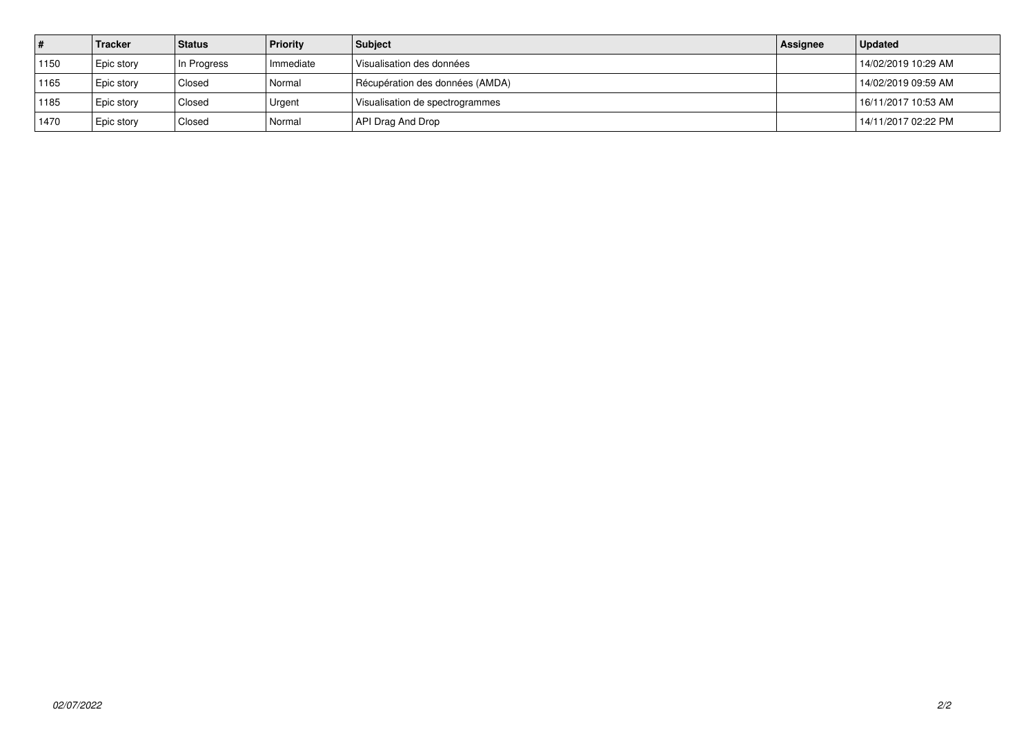| # | Tracker | Status | Priority | Subject | Assignee | Updated |
|---|---|---|---|---|---|---|
| 1150 | Epic story | In Progress | Immediate | Visualisation des données | | 14/02/2019 10:29 AM |
| 1165 | Epic story | Closed | Normal | Récupération des données (AMDA) | | 14/02/2019 09:59 AM |
| 1185 | Epic story | Closed | Urgent | Visualisation de spectrogrammes | | 16/11/2017 10:53 AM |
| 1470 | Epic story | Closed | Normal | API Drag And Drop | | 14/11/2017 02:22 PM |